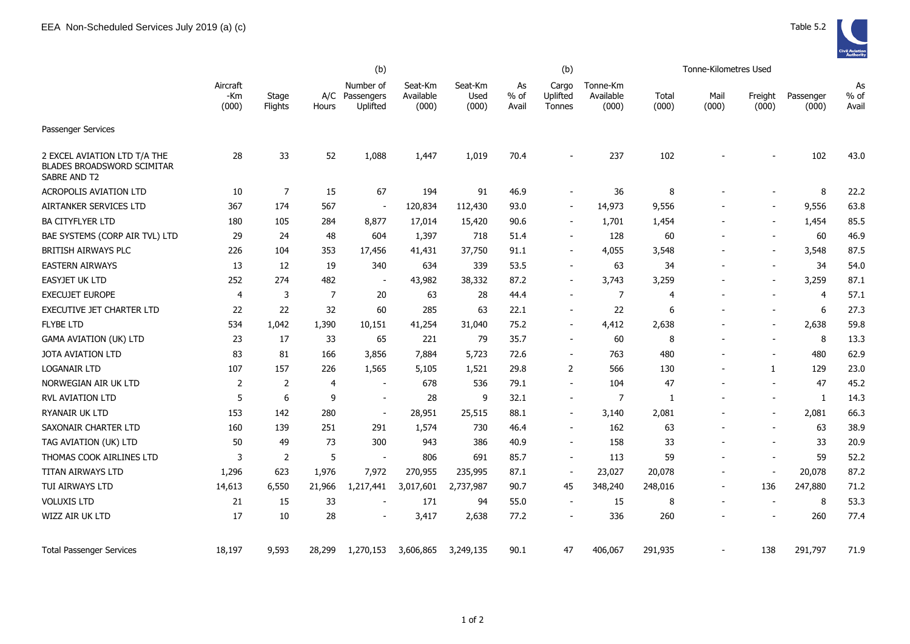EEA Non-Scheduled Services July 2019 (a) (c)

Table 5.2

| | Aircraft -Km (000) | Stage Flights | A/C Hours | (b) Number of Passengers Uplifted | Seat-Km Available (000) | Seat-Km Used (000) | As % of Avail | (b) Cargo Uplifted Tonnes | Tonne-Km Available (000) | Tonne-Kilometres Used Total (000) | Mail (000) | Freight (000) | Passenger (000) | As % of Avail |
|---|---|---|---|---|---|---|---|---|---|---|---|---|---|---|
| Passenger Services | | | | | | | | | | | | | | |
| 2 EXCEL AVIATION LTD T/A THE BLADES BROADSWORD SCIMITAR SABRE AND T2 | 28 | 33 | 52 | 1,088 | 1,447 | 1,019 | 70.4 | - | 237 | 102 | - | - | 102 | 43.0 |
| ACROPOLIS AVIATION LTD | 10 | 7 | 15 | 67 | 194 | 91 | 46.9 | - | 36 | 8 | - | - | 8 | 22.2 |
| AIRTANKER SERVICES LTD | 367 | 174 | 567 | - | 120,834 | 112,430 | 93.0 | - | 14,973 | 9,556 | - | - | 9,556 | 63.8 |
| BA CITYFLYER LTD | 180 | 105 | 284 | 8,877 | 17,014 | 15,420 | 90.6 | - | 1,701 | 1,454 | - | - | 1,454 | 85.5 |
| BAE SYSTEMS (CORP AIR TVL) LTD | 29 | 24 | 48 | 604 | 1,397 | 718 | 51.4 | - | 128 | 60 | - | - | 60 | 46.9 |
| BRITISH AIRWAYS PLC | 226 | 104 | 353 | 17,456 | 41,431 | 37,750 | 91.1 | - | 4,055 | 3,548 | - | - | 3,548 | 87.5 |
| EASTERN AIRWAYS | 13 | 12 | 19 | 340 | 634 | 339 | 53.5 | - | 63 | 34 | - | - | 34 | 54.0 |
| EASYJET UK LTD | 252 | 274 | 482 | - | 43,982 | 38,332 | 87.2 | - | 3,743 | 3,259 | - | - | 3,259 | 87.1 |
| EXECUJET EUROPE | 4 | 3 | 7 | 20 | 63 | 28 | 44.4 | - | 7 | 4 | - | - | 4 | 57.1 |
| EXECUTIVE JET CHARTER LTD | 22 | 22 | 32 | 60 | 285 | 63 | 22.1 | - | 22 | 6 | - | - | 6 | 27.3 |
| FLYBE LTD | 534 | 1,042 | 1,390 | 10,151 | 41,254 | 31,040 | 75.2 | - | 4,412 | 2,638 | - | - | 2,638 | 59.8 |
| GAMA AVIATION (UK) LTD | 23 | 17 | 33 | 65 | 221 | 79 | 35.7 | - | 60 | 8 | - | - | 8 | 13.3 |
| JOTA AVIATION LTD | 83 | 81 | 166 | 3,856 | 7,884 | 5,723 | 72.6 | - | 763 | 480 | - | - | 480 | 62.9 |
| LOGANAIR LTD | 107 | 157 | 226 | 1,565 | 5,105 | 1,521 | 29.8 | 2 | 566 | 130 | - | 1 | 129 | 23.0 |
| NORWEGIAN AIR UK LTD | 2 | 2 | 4 | - | 678 | 536 | 79.1 | - | 104 | 47 | - | - | 47 | 45.2 |
| RVL AVIATION LTD | 5 | 6 | 9 | - | 28 | 9 | 32.1 | - | 7 | 1 | - | - | 1 | 14.3 |
| RYANAIR UK LTD | 153 | 142 | 280 | - | 28,951 | 25,515 | 88.1 | - | 3,140 | 2,081 | - | - | 2,081 | 66.3 |
| SAXONAIR CHARTER LTD | 160 | 139 | 251 | 291 | 1,574 | 730 | 46.4 | - | 162 | 63 | - | - | 63 | 38.9 |
| TAG AVIATION (UK) LTD | 50 | 49 | 73 | 300 | 943 | 386 | 40.9 | - | 158 | 33 | - | - | 33 | 20.9 |
| THOMAS COOK AIRLINES LTD | 3 | 2 | 5 | - | 806 | 691 | 85.7 | - | 113 | 59 | - | - | 59 | 52.2 |
| TITAN AIRWAYS LTD | 1,296 | 623 | 1,976 | 7,972 | 270,955 | 235,995 | 87.1 | - | 23,027 | 20,078 | - | - | 20,078 | 87.2 |
| TUI AIRWAYS LTD | 14,613 | 6,550 | 21,966 | 1,217,441 | 3,017,601 | 2,737,987 | 90.7 | 45 | 348,240 | 248,016 | - | 136 | 247,880 | 71.2 |
| VOLUXIS LTD | 21 | 15 | 33 | - | 171 | 94 | 55.0 | - | 15 | 8 | - | - | 8 | 53.3 |
| WIZZ AIR UK LTD | 17 | 10 | 28 | - | 3,417 | 2,638 | 77.2 | - | 336 | 260 | - | - | 260 | 77.4 |
| Total Passenger Services | 18,197 | 9,593 | 28,299 | 1,270,153 | 3,606,865 | 3,249,135 | 90.1 | 47 | 406,067 | 291,935 | - | 138 | 291,797 | 71.9 |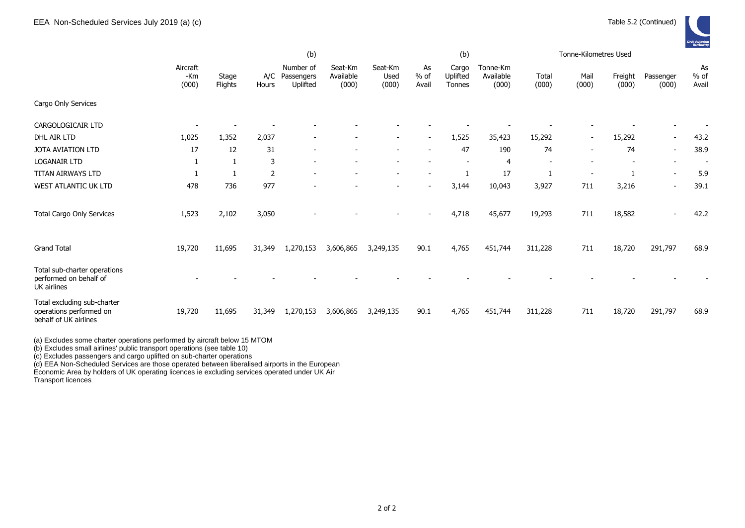EEA Non-Scheduled Services July 2019 (a) (c)

Table 5.2 (Continued)

| | Aircraft -Km (000) | Stage Flights | A/C Hours | (b) Number of Passengers Uplifted | Seat-Km Available (000) | Seat-Km Used (000) | As % of Avail | (b) Cargo Uplifted Tonnes | Tonne-Km Available (000) | Tonne-Kilometres Used Total (000) | Mail (000) | Freight (000) | Passenger (000) | As % of Avail |
|---|---|---|---|---|---|---|---|---|---|---|---|---|---|---|
| Cargo Only Services | | | | | | | | | | | | | | |
| CARGOLOGICAIR LTD | - | - | - | - | - | - | - | - | - | - | - | - | - | - |
| DHL AIR LTD | 1,025 | 1,352 | 2,037 | - | - | - | - | 1,525 | 35,423 | 15,292 | - | 15,292 | - | 43.2 |
| JOTA AVIATION LTD | 17 | 12 | 31 | - | - | - | - | 47 | 190 | 74 | - | 74 | - | 38.9 |
| LOGANAIR LTD | 1 | 1 | 3 | - | - | - | - | - | 4 | - | - | - | - | - |
| TITAN AIRWAYS LTD | 1 | 1 | 2 | - | - | - | - | 1 | 17 | 1 | - | 1 | - | 5.9 |
| WEST ATLANTIC UK LTD | 478 | 736 | 977 | - | - | - | - | 3,144 | 10,043 | 3,927 | 711 | 3,216 | - | 39.1 |
| Total Cargo Only Services | 1,523 | 2,102 | 3,050 | - | - | - | - | 4,718 | 45,677 | 19,293 | 711 | 18,582 | - | 42.2 |
| Grand Total | 19,720 | 11,695 | 31,349 | 1,270,153 | 3,606,865 | 3,249,135 | 90.1 | 4,765 | 451,744 | 311,228 | 711 | 18,720 | 291,797 | 68.9 |
| Total sub-charter operations performed on behalf of UK airlines | - | - | - | - | - | - | - | - | - | - | - | - | - | - |
| Total excluding sub-charter operations performed on behalf of UK airlines | 19,720 | 11,695 | 31,349 | 1,270,153 | 3,606,865 | 3,249,135 | 90.1 | 4,765 | 451,744 | 311,228 | 711 | 18,720 | 291,797 | 68.9 |

(a) Excludes some charter operations performed by aircraft below 15 MTOM
(b) Excludes small airlines' public transport operations (see table 10)
(c) Excludes passengers and cargo uplifted on sub-charter operations
(d) EEA Non-Scheduled Services are those operated between liberalised airports in the European Economic Area by holders of UK operating licences ie excluding services operated under UK Air Transport licences